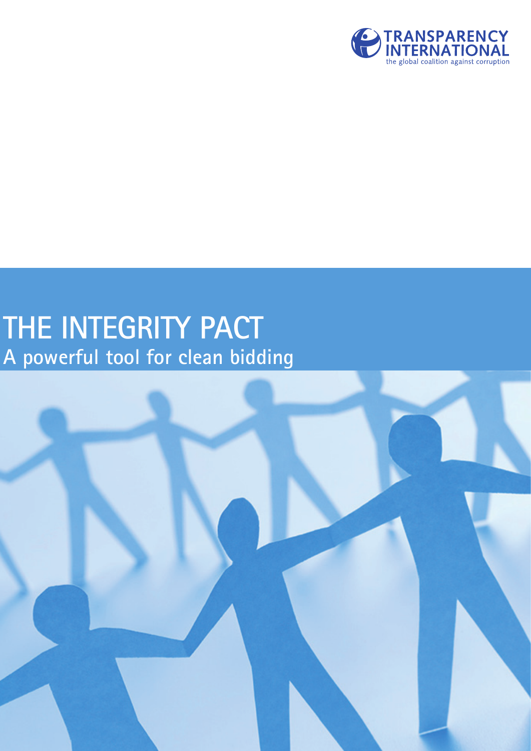TRANSPARENCY INTERNATIONAL
the global coalition against corruption

# THE INTEGRITY PACT

## A powerful tool for clean bidding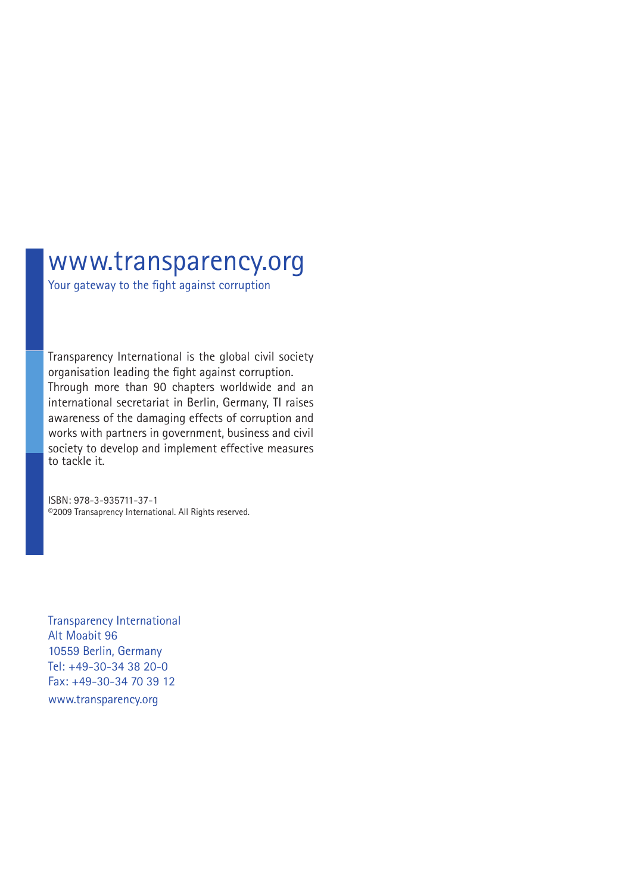# www.transparency.org

Your gateway to the fight against corruption

Transparency International is the global civil society organisation leading the fight against corruption. Through more than 90 chapters worldwide and an international secretariat in Berlin, Germany, TI raises awareness of the damaging effects of corruption and works with partners in government, business and civil society to develop and implement effective measures to tackle it.

ISBN: 978-3-935711-37-1
©2009 Transaprency International. All Rights reserved.

Transparency International
Alt Moabit 96
10559 Berlin, Germany
Tel: +49-30-34 38 20-0
Fax: +49-30-34 70 39 12
www.transparency.org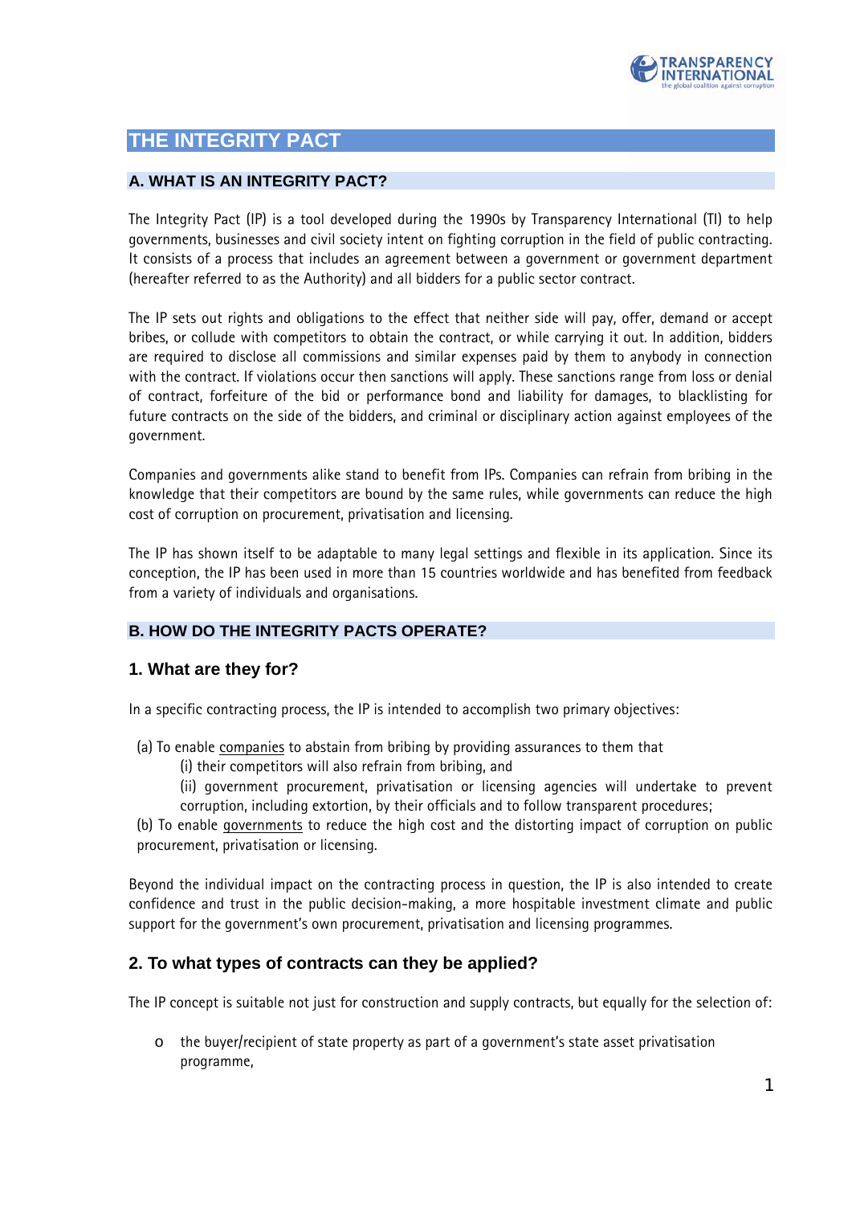# THE INTEGRITY PACT

## A. WHAT IS AN INTEGRITY PACT?

The Integrity Pact (IP) is a tool developed during the 1990s by Transparency International (TI) to help governments, businesses and civil society intent on fighting corruption in the field of public contracting. It consists of a process that includes an agreement between a government or government department (hereafter referred to as the Authority) and all bidders for a public sector contract.

The IP sets out rights and obligations to the effect that neither side will pay, offer, demand or accept bribes, or collude with competitors to obtain the contract, or while carrying it out. In addition, bidders are required to disclose all commissions and similar expenses paid by them to anybody in connection with the contract. If violations occur then sanctions will apply. These sanctions range from loss or denial of contract, forfeiture of the bid or performance bond and liability for damages, to blacklisting for future contracts on the side of the bidders, and criminal or disciplinary action against employees of the government.

Companies and governments alike stand to benefit from IPs. Companies can refrain from bribing in the knowledge that their competitors are bound by the same rules, while governments can reduce the high cost of corruption on procurement, privatisation and licensing.

The IP has shown itself to be adaptable to many legal settings and flexible in its application. Since its conception, the IP has been used in more than 15 countries worldwide and has benefited from feedback from a variety of individuals and organisations.

## B. HOW DO THE INTEGRITY PACTS OPERATE?

### 1. What are they for?

In a specific contracting process, the IP is intended to accomplish two primary objectives:

(a) To enable <u>companies</u> to abstain from bribing by providing assurances to them that
  (i) their competitors will also refrain from bribing, and
  (ii) government procurement, privatisation or licensing agencies will undertake to prevent corruption, including extortion, by their officials and to follow transparent procedures;

(b) To enable <u>governments</u> to reduce the high cost and the distorting impact of corruption on public procurement, privatisation or licensing.

Beyond the individual impact on the contracting process in question, the IP is also intended to create confidence and trust in the public decision-making, a more hospitable investment climate and public support for the government's own procurement, privatisation and licensing programmes.

### 2. To what types of contracts can they be applied?

The IP concept is suitable not just for construction and supply contracts, but equally for the selection of:

- the buyer/recipient of state property as part of a government's state asset privatisation programme,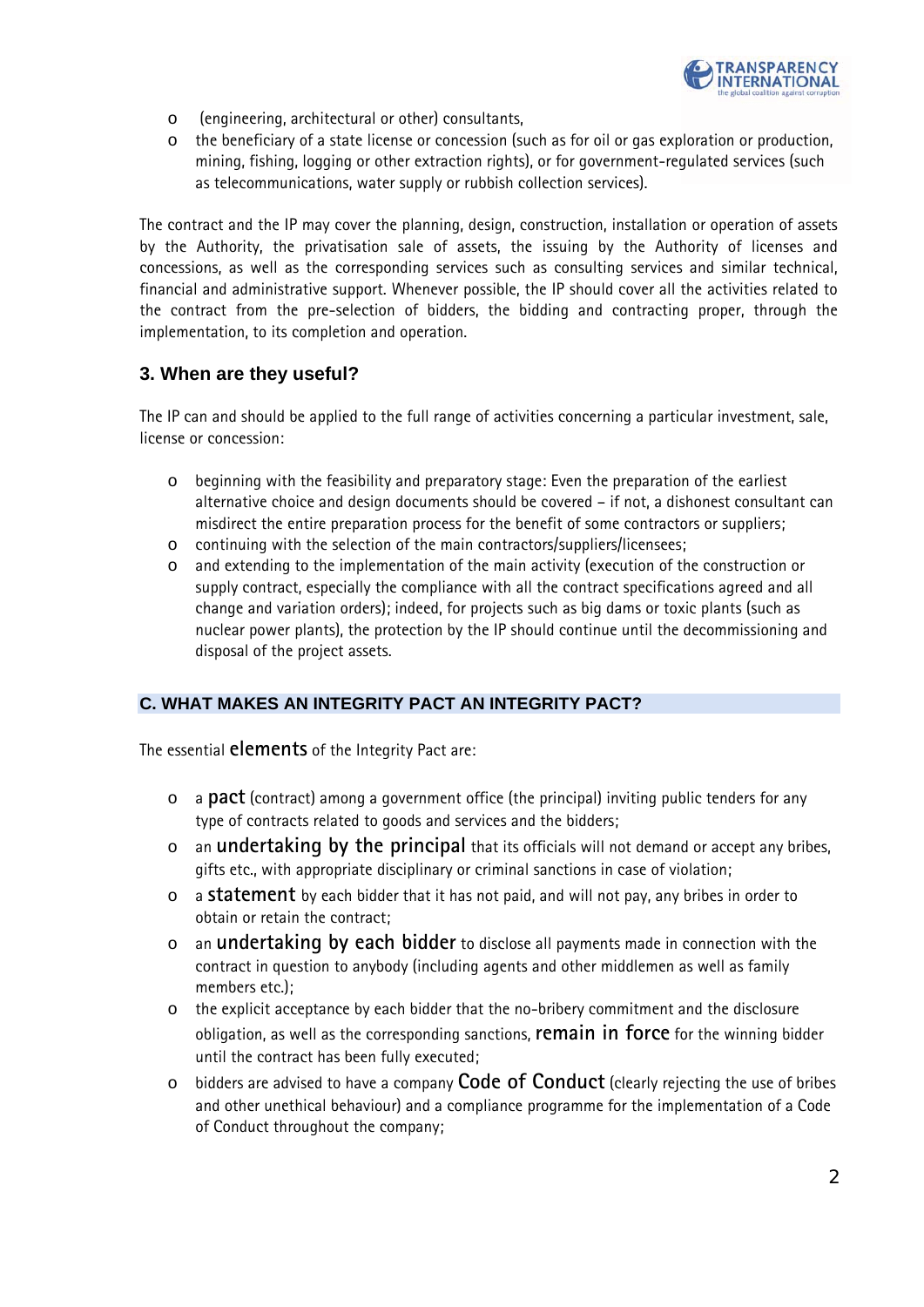- (engineering, architectural or other) consultants,
- the beneficiary of a state license or concession (such as for oil or gas exploration or production, mining, fishing, logging or other extraction rights), or for government-regulated services (such as telecommunications, water supply or rubbish collection services).

The contract and the IP may cover the planning, design, construction, installation or operation of assets by the Authority, the privatisation sale of assets, the issuing by the Authority of licenses and concessions, as well as the corresponding services such as consulting services and similar technical, financial and administrative support. Whenever possible, the IP should cover all the activities related to the contract from the pre-selection of bidders, the bidding and contracting proper, through the implementation, to its completion and operation.

### 3. When are they useful?

The IP can and should be applied to the full range of activities concerning a particular investment, sale, license or concession:

- beginning with the feasibility and preparatory stage: Even the preparation of the earliest alternative choice and design documents should be covered – if not, a dishonest consultant can misdirect the entire preparation process for the benefit of some contractors or suppliers;
- continuing with the selection of the main contractors/suppliers/licensees;
- and extending to the implementation of the main activity (execution of the construction or supply contract, especially the compliance with all the contract specifications agreed and all change and variation orders); indeed, for projects such as big dams or toxic plants (such as nuclear power plants), the protection by the IP should continue until the decommissioning and disposal of the project assets.

## C. WHAT MAKES AN INTEGRITY PACT AN INTEGRITY PACT?

The essential **elements** of the Integrity Pact are:

- a **pact** (contract) among a government office (the principal) inviting public tenders for any type of contracts related to goods and services and the bidders;
- an **undertaking by the principal** that its officials will not demand or accept any bribes, gifts etc., with appropriate disciplinary or criminal sanctions in case of violation;
- a **statement** by each bidder that it has not paid, and will not pay, any bribes in order to obtain or retain the contract;
- an **undertaking by each bidder** to disclose all payments made in connection with the contract in question to anybody (including agents and other middlemen as well as family members etc.);
- the explicit acceptance by each bidder that the no-bribery commitment and the disclosure obligation, as well as the corresponding sanctions, **remain in force** for the winning bidder until the contract has been fully executed;
- bidders are advised to have a company **Code of Conduct** (clearly rejecting the use of bribes and other unethical behaviour) and a compliance programme for the implementation of a Code of Conduct throughout the company;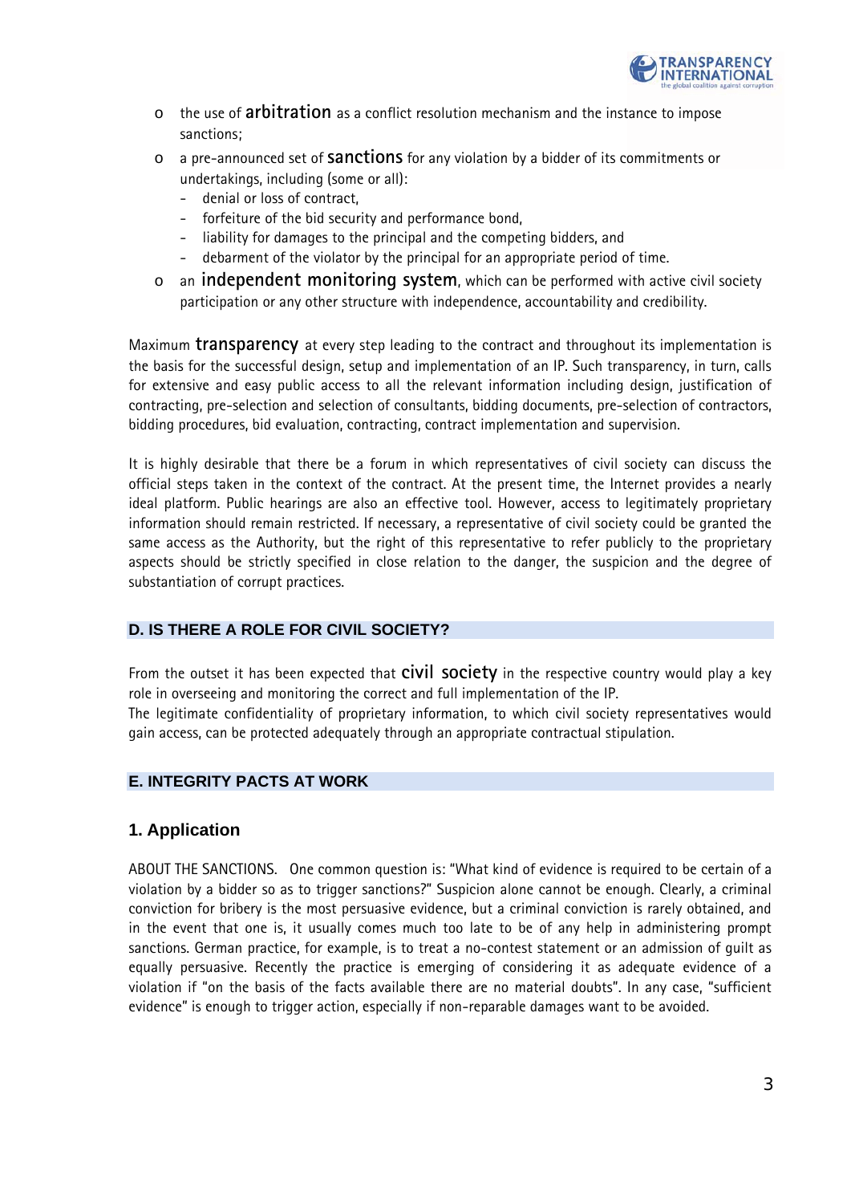- the use of **arbitration** as a conflict resolution mechanism and the instance to impose sanctions;
- a pre-announced set of **sanctions** for any violation by a bidder of its commitments or undertakings, including (some or all):
  - denial or loss of contract,
  - forfeiture of the bid security and performance bond,
  - liability for damages to the principal and the competing bidders, and
  - debarment of the violator by the principal for an appropriate period of time.
- an **independent monitoring system**, which can be performed with active civil society participation or any other structure with independence, accountability and credibility.

Maximum **transparency** at every step leading to the contract and throughout its implementation is the basis for the successful design, setup and implementation of an IP. Such transparency, in turn, calls for extensive and easy public access to all the relevant information including design, justification of contracting, pre-selection and selection of consultants, bidding documents, pre-selection of contractors, bidding procedures, bid evaluation, contracting, contract implementation and supervision.

It is highly desirable that there be a forum in which representatives of civil society can discuss the official steps taken in the context of the contract. At the present time, the Internet provides a nearly ideal platform. Public hearings are also an effective tool. However, access to legitimately proprietary information should remain restricted. If necessary, a representative of civil society could be granted the same access as the Authority, but the right of this representative to refer publicly to the proprietary aspects should be strictly specified in close relation to the danger, the suspicion and the degree of substantiation of corrupt practices.

## D. IS THERE A ROLE FOR CIVIL SOCIETY?

From the outset it has been expected that **civil society** in the respective country would play a key role in overseeing and monitoring the correct and full implementation of the IP.
The legitimate confidentiality of proprietary information, to which civil society representatives would gain access, can be protected adequately through an appropriate contractual stipulation.

## E. INTEGRITY PACTS AT WORK

### 1. Application

ABOUT THE SANCTIONS. One common question is: "What kind of evidence is required to be certain of a violation by a bidder so as to trigger sanctions?" Suspicion alone cannot be enough. Clearly, a criminal conviction for bribery is the most persuasive evidence, but a criminal conviction is rarely obtained, and in the event that one is, it usually comes much too late to be of any help in administering prompt sanctions. German practice, for example, is to treat a no-contest statement or an admission of guilt as equally persuasive. Recently the practice is emerging of considering it as adequate evidence of a violation if "on the basis of the facts available there are no material doubts". In any case, "sufficient evidence" is enough to trigger action, especially if non-reparable damages want to be avoided.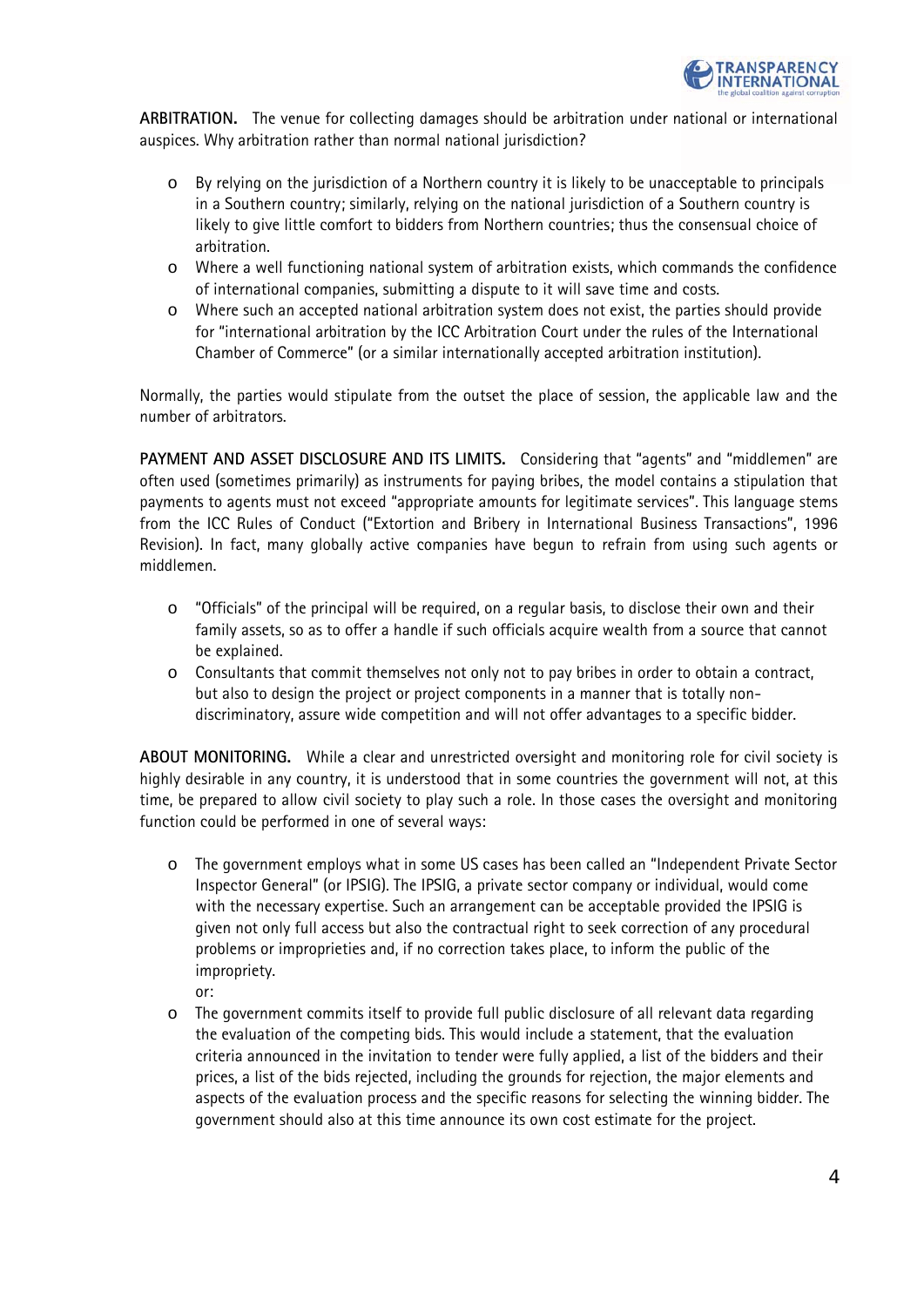**ARBITRATION.** The venue for collecting damages should be arbitration under national or international auspices. Why arbitration rather than normal national jurisdiction?

- By relying on the jurisdiction of a Northern country it is likely to be unacceptable to principals in a Southern country; similarly, relying on the national jurisdiction of a Southern country is likely to give little comfort to bidders from Northern countries; thus the consensual choice of arbitration.
- Where a well functioning national system of arbitration exists, which commands the confidence of international companies, submitting a dispute to it will save time and costs.
- Where such an accepted national arbitration system does not exist, the parties should provide for "international arbitration by the ICC Arbitration Court under the rules of the International Chamber of Commerce" (or a similar internationally accepted arbitration institution).

Normally, the parties would stipulate from the outset the place of session, the applicable law and the number of arbitrators.

**PAYMENT AND ASSET DISCLOSURE AND ITS LIMITS.** Considering that "agents" and "middlemen" are often used (sometimes primarily) as instruments for paying bribes, the model contains a stipulation that payments to agents must not exceed "appropriate amounts for legitimate services". This language stems from the ICC Rules of Conduct ("Extortion and Bribery in International Business Transactions", 1996 Revision). In fact, many globally active companies have begun to refrain from using such agents or middlemen.

- "Officials" of the principal will be required, on a regular basis, to disclose their own and their family assets, so as to offer a handle if such officials acquire wealth from a source that cannot be explained.
- Consultants that commit themselves not only not to pay bribes in order to obtain a contract, but also to design the project or project components in a manner that is totally non-discriminatory, assure wide competition and will not offer advantages to a specific bidder.

**ABOUT MONITORING.** While a clear and unrestricted oversight and monitoring role for civil society is highly desirable in any country, it is understood that in some countries the government will not, at this time, be prepared to allow civil society to play such a role. In those cases the oversight and monitoring function could be performed in one of several ways:

- The government employs what in some US cases has been called an "Independent Private Sector Inspector General" (or IPSIG). The IPSIG, a private sector company or individual, would come with the necessary expertise. Such an arrangement can be acceptable provided the IPSIG is given not only full access but also the contractual right to seek correction of any procedural problems or improprieties and, if no correction takes place, to inform the public of the impropriety.
  or:
- The government commits itself to provide full public disclosure of all relevant data regarding the evaluation of the competing bids. This would include a statement, that the evaluation criteria announced in the invitation to tender were fully applied, a list of the bidders and their prices, a list of the bids rejected, including the grounds for rejection, the major elements and aspects of the evaluation process and the specific reasons for selecting the winning bidder. The government should also at this time announce its own cost estimate for the project.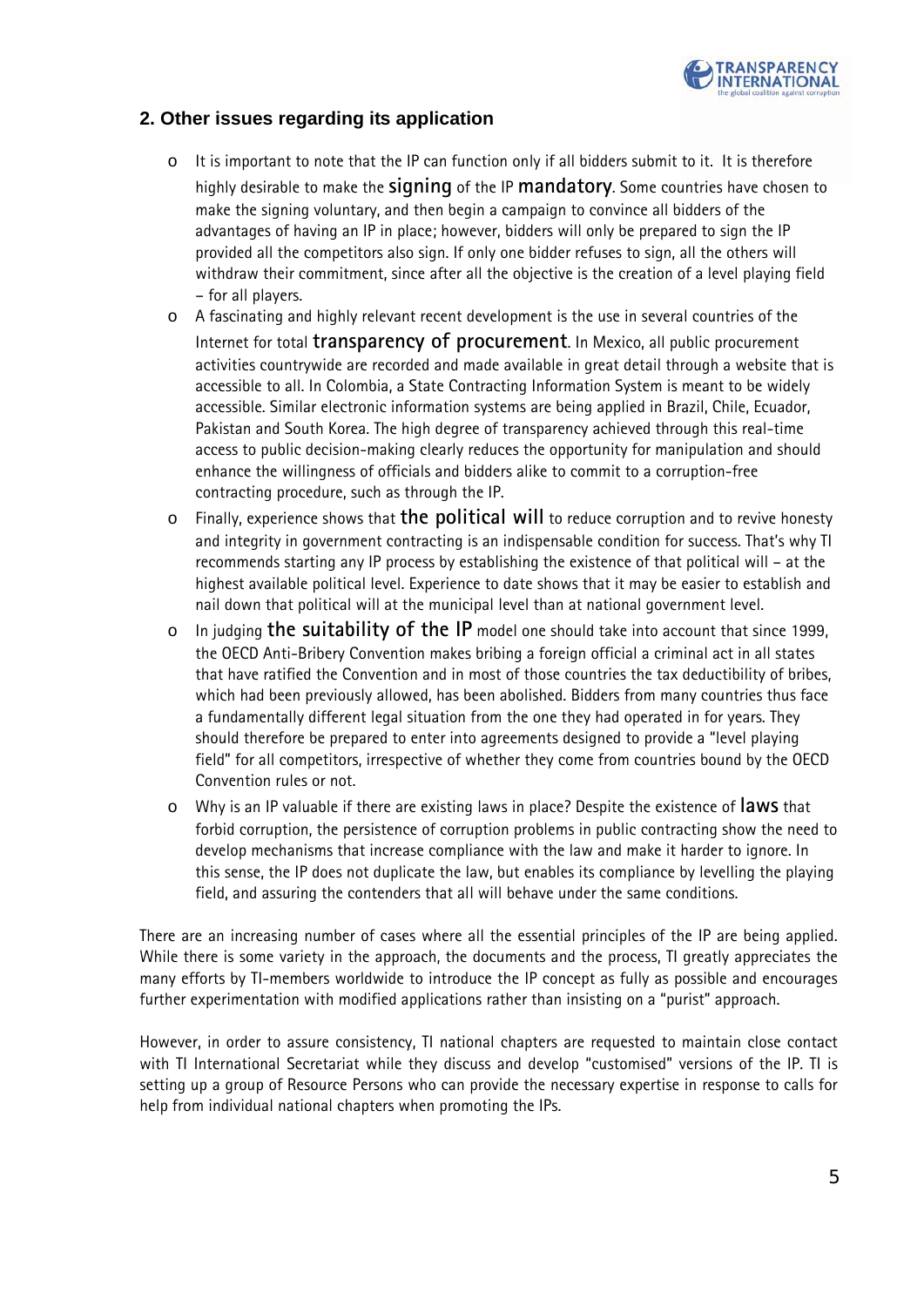## 2. Other issues regarding its application

- It is important to note that the IP can function only if all bidders submit to it. It is therefore highly desirable to make the **signing** of the IP **mandatory**. Some countries have chosen to make the signing voluntary, and then begin a campaign to convince all bidders of the advantages of having an IP in place; however, bidders will only be prepared to sign the IP provided all the competitors also sign. If only one bidder refuses to sign, all the others will withdraw their commitment, since after all the objective is the creation of a level playing field – for all players.
- A fascinating and highly relevant recent development is the use in several countries of the Internet for total **transparency of procurement**. In Mexico, all public procurement activities countrywide are recorded and made available in great detail through a website that is accessible to all. In Colombia, a State Contracting Information System is meant to be widely accessible. Similar electronic information systems are being applied in Brazil, Chile, Ecuador, Pakistan and South Korea. The high degree of transparency achieved through this real-time access to public decision-making clearly reduces the opportunity for manipulation and should enhance the willingness of officials and bidders alike to commit to a corruption-free contracting procedure, such as through the IP.
- Finally, experience shows that **the political will** to reduce corruption and to revive honesty and integrity in government contracting is an indispensable condition for success. That's why TI recommends starting any IP process by establishing the existence of that political will – at the highest available political level. Experience to date shows that it may be easier to establish and nail down that political will at the municipal level than at national government level.
- In judging **the suitability of the IP** model one should take into account that since 1999, the OECD Anti-Bribery Convention makes bribing a foreign official a criminal act in all states that have ratified the Convention and in most of those countries the tax deductibility of bribes, which had been previously allowed, has been abolished. Bidders from many countries thus face a fundamentally different legal situation from the one they had operated in for years. They should therefore be prepared to enter into agreements designed to provide a "level playing field" for all competitors, irrespective of whether they come from countries bound by the OECD Convention rules or not.
- Why is an IP valuable if there are existing laws in place? Despite the existence of **laws** that forbid corruption, the persistence of corruption problems in public contracting show the need to develop mechanisms that increase compliance with the law and make it harder to ignore. In this sense, the IP does not duplicate the law, but enables its compliance by levelling the playing field, and assuring the contenders that all will behave under the same conditions.

There are an increasing number of cases where all the essential principles of the IP are being applied. While there is some variety in the approach, the documents and the process, TI greatly appreciates the many efforts by TI-members worldwide to introduce the IP concept as fully as possible and encourages further experimentation with modified applications rather than insisting on a "purist" approach.

However, in order to assure consistency, TI national chapters are requested to maintain close contact with TI International Secretariat while they discuss and develop "customised" versions of the IP. TI is setting up a group of Resource Persons who can provide the necessary expertise in response to calls for help from individual national chapters when promoting the IPs.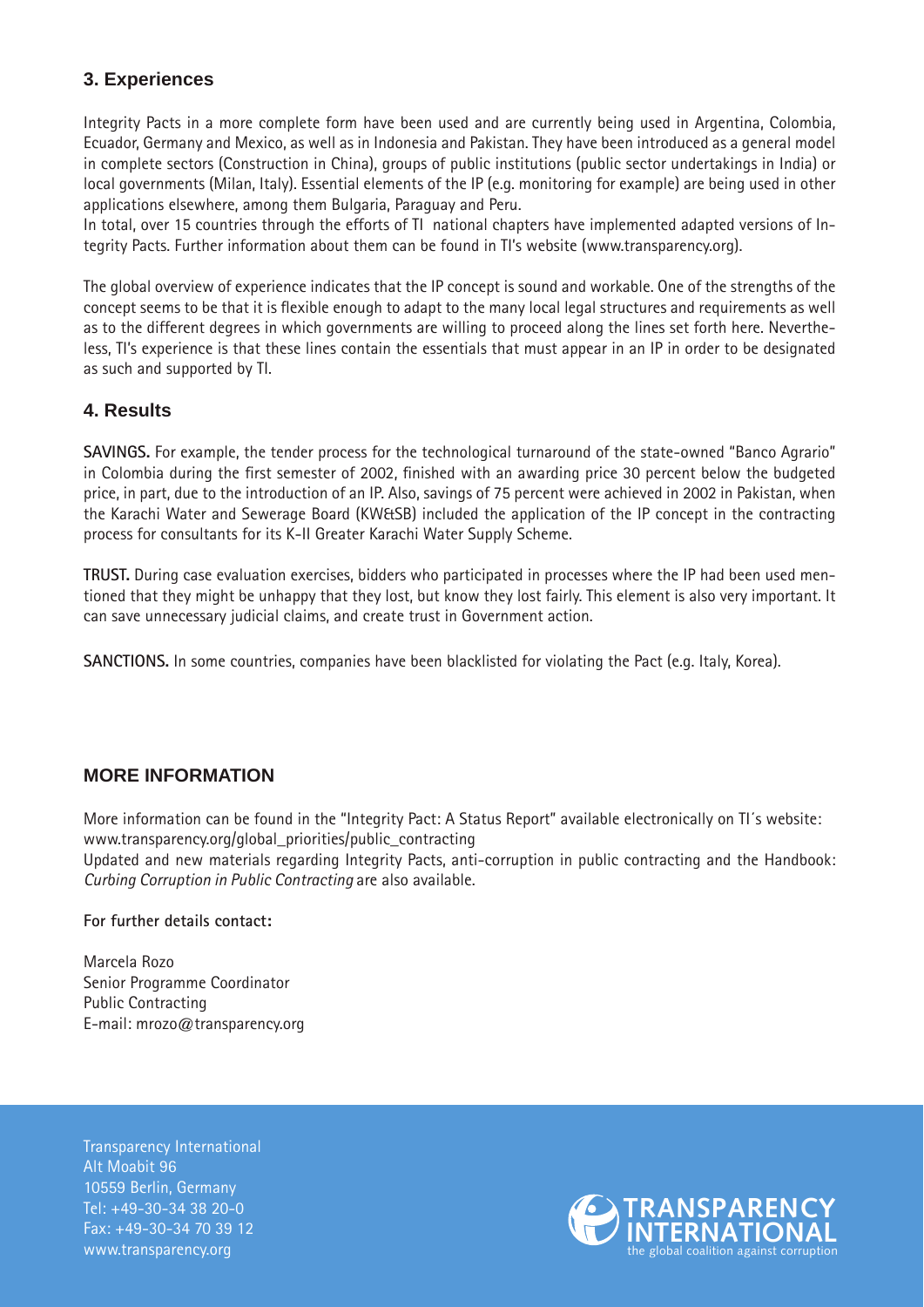## 3. Experiences

Integrity Pacts in a more complete form have been used and are currently being used in Argentina, Colombia, Ecuador, Germany and Mexico, as well as in Indonesia and Pakistan. They have been introduced as a general model in complete sectors (Construction in China), groups of public institutions (public sector undertakings in India) or local governments (Milan, Italy). Essential elements of the IP (e.g. monitoring for example) are being used in other applications elsewhere, among them Bulgaria, Paraguay and Peru.

In total, over 15 countries through the efforts of TI national chapters have implemented adapted versions of Integrity Pacts. Further information about them can be found in TI's website (www.transparency.org).

The global overview of experience indicates that the IP concept is sound and workable. One of the strengths of the concept seems to be that it is flexible enough to adapt to the many local legal structures and requirements as well as to the different degrees in which governments are willing to proceed along the lines set forth here. Nevertheless, TI's experience is that these lines contain the essentials that must appear in an IP in order to be designated as such and supported by TI.

## 4. Results

**SAVINGS.** For example, the tender process for the technological turnaround of the state-owned "Banco Agrario" in Colombia during the first semester of 2002, finished with an awarding price 30 percent below the budgeted price, in part, due to the introduction of an IP. Also, savings of 75 percent were achieved in 2002 in Pakistan, when the Karachi Water and Sewerage Board (KW&SB) included the application of the IP concept in the contracting process for consultants for its K-II Greater Karachi Water Supply Scheme.

**TRUST.** During case evaluation exercises, bidders who participated in processes where the IP had been used mentioned that they might be unhappy that they lost, but know they lost fairly. This element is also very important. It can save unnecessary judicial claims, and create trust in Government action.

**SANCTIONS.** In some countries, companies have been blacklisted for violating the Pact (e.g. Italy, Korea).

## MORE INFORMATION

More information can be found in the "Integrity Pact: A Status Report" available electronically on TI´s website: www.transparency.org/global_priorities/public_contracting

Updated and new materials regarding Integrity Pacts, anti-corruption in public contracting and the Handbook: *Curbing Corruption in Public Contracting* are also available.

**For further details contact:**

Marcela Rozo
Senior Programme Coordinator
Public Contracting
E-mail: mrozo@transparency.org

Transparency International
Alt Moabit 96
10559 Berlin, Germany
Tel: +49-30-34 38 20-0
Fax: +49-30-34 70 39 12
www.transparency.org

TRANSPARENCY INTERNATIONAL
the global coalition against corruption